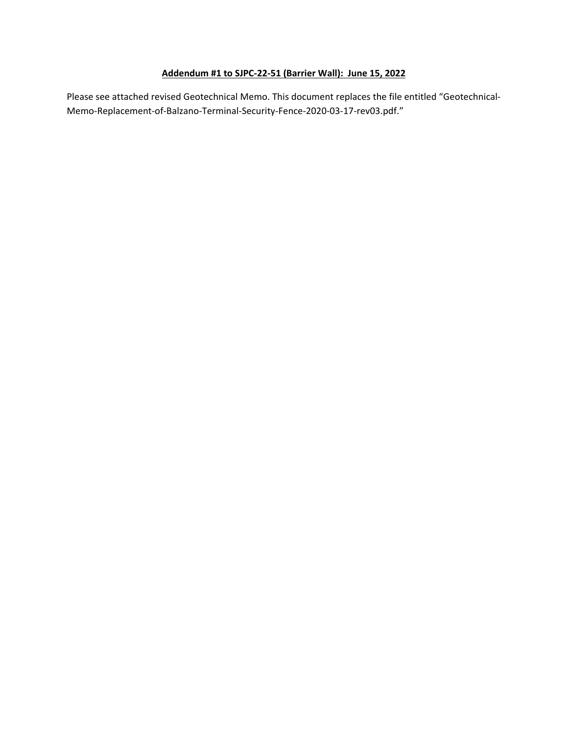**Addendum #1 to SJPC-22-51 (Barrier Wall): June 15, 2022**

Please see attached revised Geotechnical Memo. This document replaces the file entitled "Geotechnical-Memo-Replacement-of-Balzano-Terminal-Security-Fence-2020-03-17-rev03.pdf."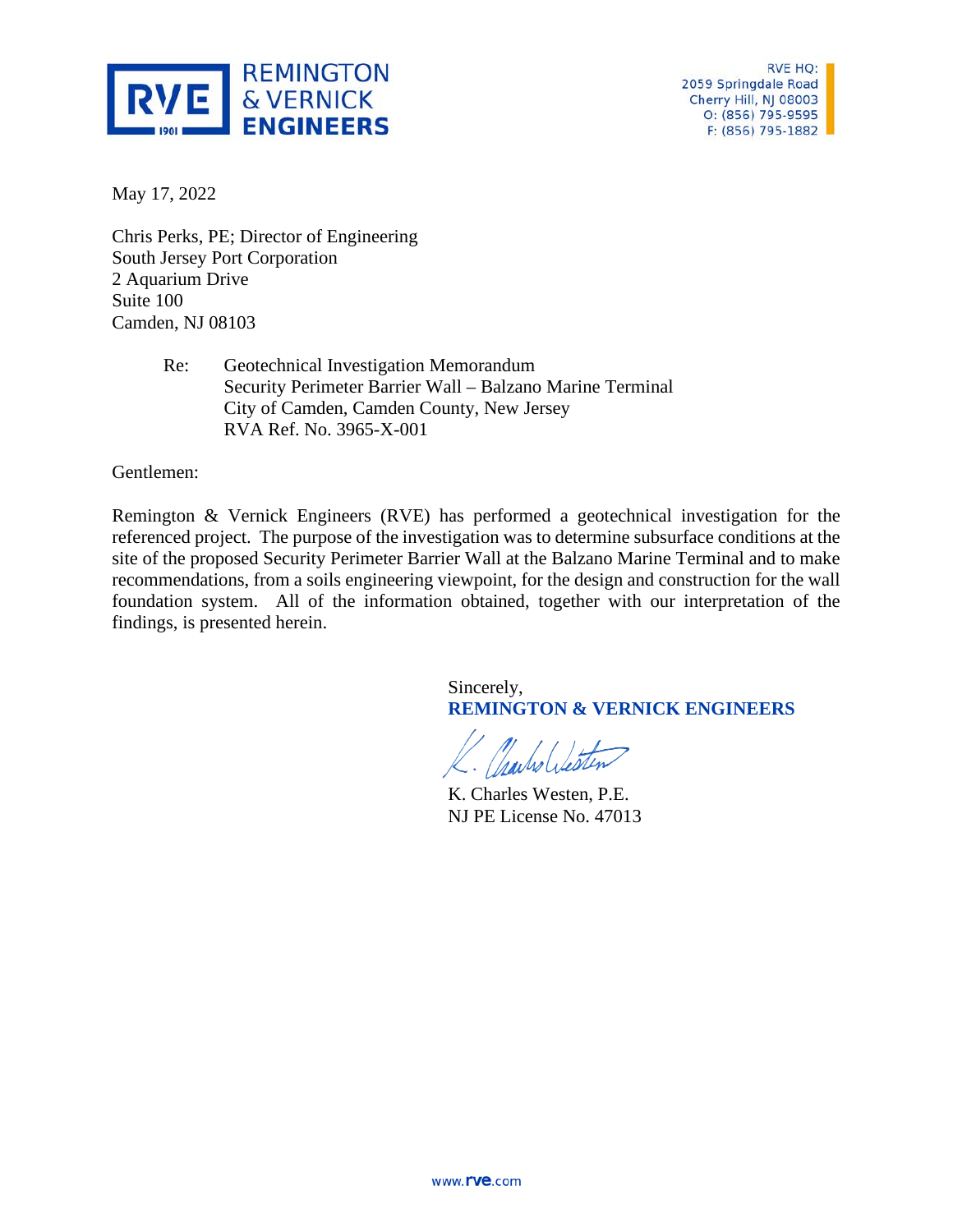RVE HQ:
2059 Springdale Road
Cherry Hill, NJ 08003
O: (856) 795-9595
F: (856) 795-1882

May 17, 2022

Chris Perks, PE; Director of Engineering
South Jersey Port Corporation
2 Aquarium Drive
Suite 100
Camden, NJ 08103

Re: Geotechnical Investigation Memorandum
Security Perimeter Barrier Wall – Balzano Marine Terminal
City of Camden, Camden County, New Jersey
RVA Ref. No. 3965-X-001

Gentlemen:

Remington & Vernick Engineers (RVE) has performed a geotechnical investigation for the referenced project. The purpose of the investigation was to determine subsurface conditions at the site of the proposed Security Perimeter Barrier Wall at the Balzano Marine Terminal and to make recommendations, from a soils engineering viewpoint, for the design and construction for the wall foundation system. All of the information obtained, together with our interpretation of the findings, is presented herein.

Sincerely,
**REMINGTON & VERNICK ENGINEERS**

K. Charles Westen, P.E.
NJ PE License No. 47013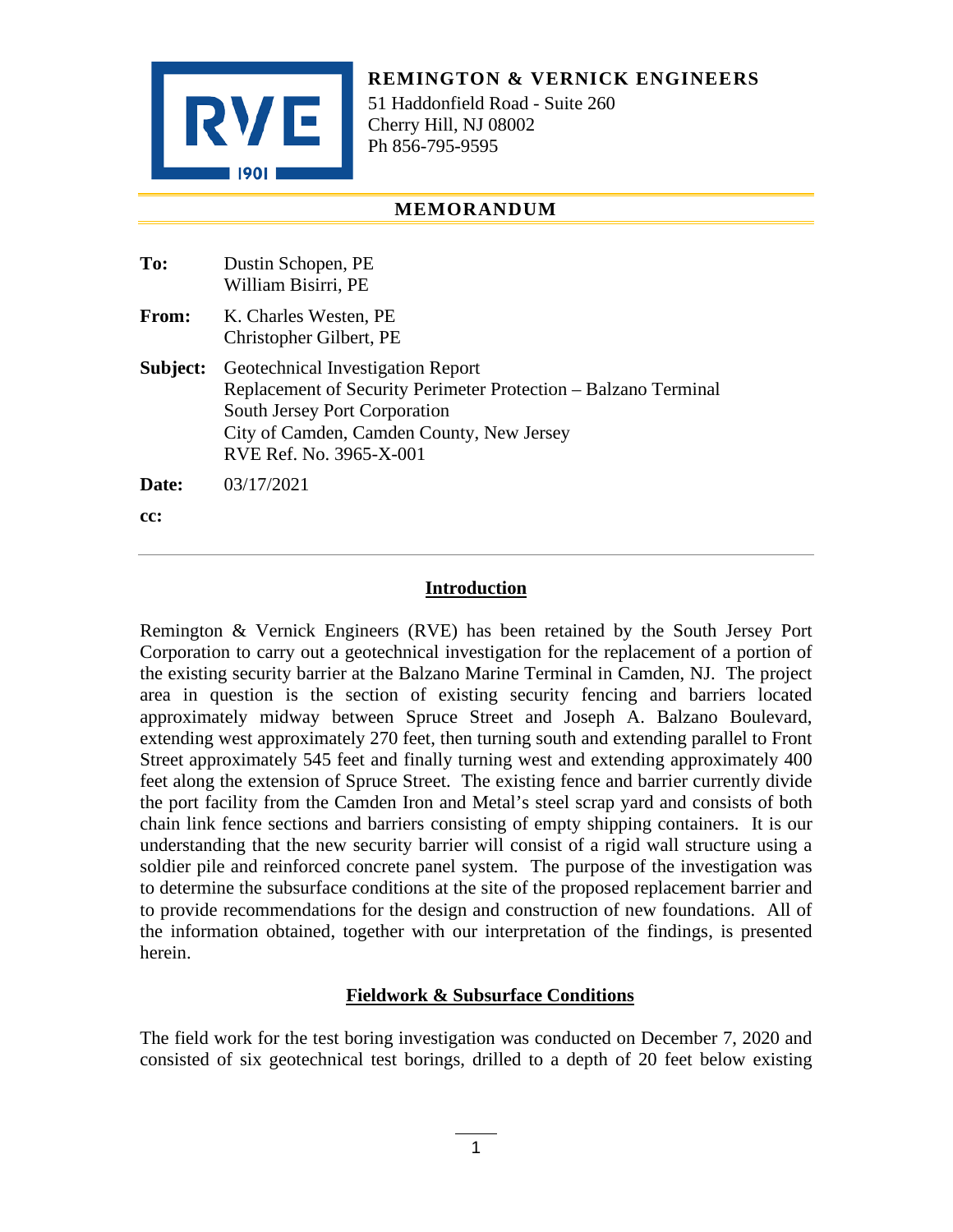**REMINGTON & VERNICK ENGINEERS**
51 Haddonfield Road - Suite 260
Cherry Hill, NJ 08002
Ph 856-795-9595

## MEMORANDUM

**To:** Dustin Schopen, PE
William Bisirri, PE

**From:** K. Charles Westen, PE
Christopher Gilbert, PE

**Subject:** Geotechnical Investigation Report
Replacement of Security Perimeter Protection – Balzano Terminal
South Jersey Port Corporation
City of Camden, Camden County, New Jersey
RVE Ref. No. 3965-X-001

**Date:** 03/17/2021

**cc:**

---

## Introduction

Remington & Vernick Engineers (RVE) has been retained by the South Jersey Port Corporation to carry out a geotechnical investigation for the replacement of a portion of the existing security barrier at the Balzano Marine Terminal in Camden, NJ. The project area in question is the section of existing security fencing and barriers located approximately midway between Spruce Street and Joseph A. Balzano Boulevard, extending west approximately 270 feet, then turning south and extending parallel to Front Street approximately 545 feet and finally turning west and extending approximately 400 feet along the extension of Spruce Street. The existing fence and barrier currently divide the port facility from the Camden Iron and Metal's steel scrap yard and consists of both chain link fence sections and barriers consisting of empty shipping containers. It is our understanding that the new security barrier will consist of a rigid wall structure using a soldier pile and reinforced concrete panel system. The purpose of the investigation was to determine the subsurface conditions at the site of the proposed replacement barrier and to provide recommendations for the design and construction of new foundations. All of the information obtained, together with our interpretation of the findings, is presented herein.

## Fieldwork & Subsurface Conditions

The field work for the test boring investigation was conducted on December 7, 2020 and consisted of six geotechnical test borings, drilled to a depth of 20 feet below existing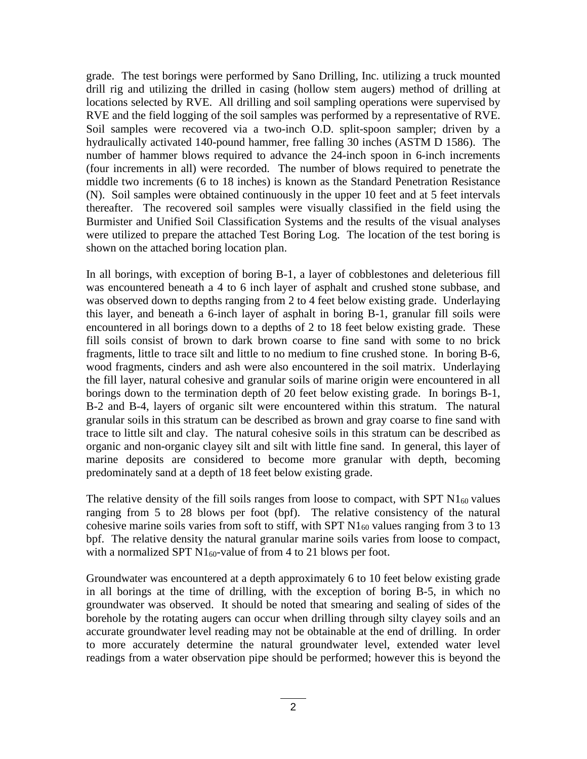grade. The test borings were performed by Sano Drilling, Inc. utilizing a truck mounted drill rig and utilizing the drilled in casing (hollow stem augers) method of drilling at locations selected by RVE. All drilling and soil sampling operations were supervised by RVE and the field logging of the soil samples was performed by a representative of RVE. Soil samples were recovered via a two-inch O.D. split-spoon sampler; driven by a hydraulically activated 140-pound hammer, free falling 30 inches (ASTM D 1586). The number of hammer blows required to advance the 24-inch spoon in 6-inch increments (four increments in all) were recorded. The number of blows required to penetrate the middle two increments (6 to 18 inches) is known as the Standard Penetration Resistance (N). Soil samples were obtained continuously in the upper 10 feet and at 5 feet intervals thereafter. The recovered soil samples were visually classified in the field using the Burmister and Unified Soil Classification Systems and the results of the visual analyses were utilized to prepare the attached Test Boring Log. The location of the test boring is shown on the attached boring location plan.

In all borings, with exception of boring B-1, a layer of cobblestones and deleterious fill was encountered beneath a 4 to 6 inch layer of asphalt and crushed stone subbase, and was observed down to depths ranging from 2 to 4 feet below existing grade. Underlaying this layer, and beneath a 6-inch layer of asphalt in boring B-1, granular fill soils were encountered in all borings down to a depths of 2 to 18 feet below existing grade. These fill soils consist of brown to dark brown coarse to fine sand with some to no brick fragments, little to trace silt and little to no medium to fine crushed stone. In boring B-6, wood fragments, cinders and ash were also encountered in the soil matrix. Underlaying the fill layer, natural cohesive and granular soils of marine origin were encountered in all borings down to the termination depth of 20 feet below existing grade. In borings B-1, B-2 and B-4, layers of organic silt were encountered within this stratum. The natural granular soils in this stratum can be described as brown and gray coarse to fine sand with trace to little silt and clay. The natural cohesive soils in this stratum can be described as organic and non-organic clayey silt and silt with little fine sand. In general, this layer of marine deposits are considered to become more granular with depth, becoming predominately sand at a depth of 18 feet below existing grade.

The relative density of the fill soils ranges from loose to compact, with SPT $N1_{60}$ values ranging from 5 to 28 blows per foot (bpf). The relative consistency of the natural cohesive marine soils varies from soft to stiff, with SPT $N1_{60}$ values ranging from 3 to 13 bpf. The relative density the natural granular marine soils varies from loose to compact, with a normalized SPT $N1_{60}$-value of from 4 to 21 blows per foot.

Groundwater was encountered at a depth approximately 6 to 10 feet below existing grade in all borings at the time of drilling, with the exception of boring B-5, in which no groundwater was observed. It should be noted that smearing and sealing of sides of the borehole by the rotating augers can occur when drilling through silty clayey soils and an accurate groundwater level reading may not be obtainable at the end of drilling. In order to more accurately determine the natural groundwater level, extended water level readings from a water observation pipe should be performed; however this is beyond the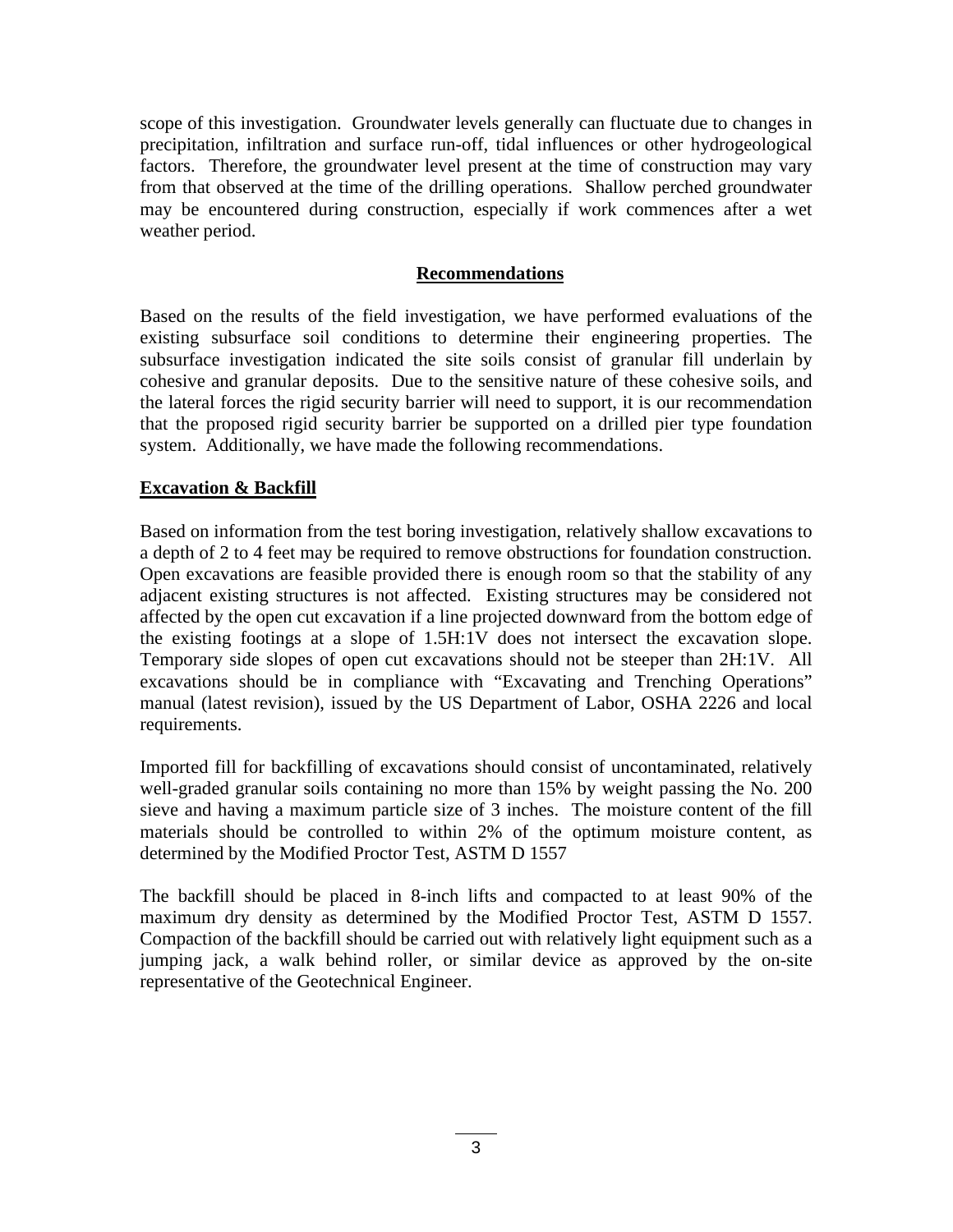scope of this investigation. Groundwater levels generally can fluctuate due to changes in precipitation, infiltration and surface run-off, tidal influences or other hydrogeological factors. Therefore, the groundwater level present at the time of construction may vary from that observed at the time of the drilling operations. Shallow perched groundwater may be encountered during construction, especially if work commences after a wet weather period.

## Recommendations

Based on the results of the field investigation, we have performed evaluations of the existing subsurface soil conditions to determine their engineering properties. The subsurface investigation indicated the site soils consist of granular fill underlain by cohesive and granular deposits. Due to the sensitive nature of these cohesive soils, and the lateral forces the rigid security barrier will need to support, it is our recommendation that the proposed rigid security barrier be supported on a drilled pier type foundation system. Additionally, we have made the following recommendations.

### Excavation & Backfill

Based on information from the test boring investigation, relatively shallow excavations to a depth of 2 to 4 feet may be required to remove obstructions for foundation construction. Open excavations are feasible provided there is enough room so that the stability of any adjacent existing structures is not affected. Existing structures may be considered not affected by the open cut excavation if a line projected downward from the bottom edge of the existing footings at a slope of 1.5H:1V does not intersect the excavation slope. Temporary side slopes of open cut excavations should not be steeper than 2H:1V. All excavations should be in compliance with "Excavating and Trenching Operations" manual (latest revision), issued by the US Department of Labor, OSHA 2226 and local requirements.

Imported fill for backfilling of excavations should consist of uncontaminated, relatively well-graded granular soils containing no more than 15% by weight passing the No. 200 sieve and having a maximum particle size of 3 inches. The moisture content of the fill materials should be controlled to within 2% of the optimum moisture content, as determined by the Modified Proctor Test, ASTM D 1557

The backfill should be placed in 8-inch lifts and compacted to at least 90% of the maximum dry density as determined by the Modified Proctor Test, ASTM D 1557. Compaction of the backfill should be carried out with relatively light equipment such as a jumping jack, a walk behind roller, or similar device as approved by the on-site representative of the Geotechnical Engineer.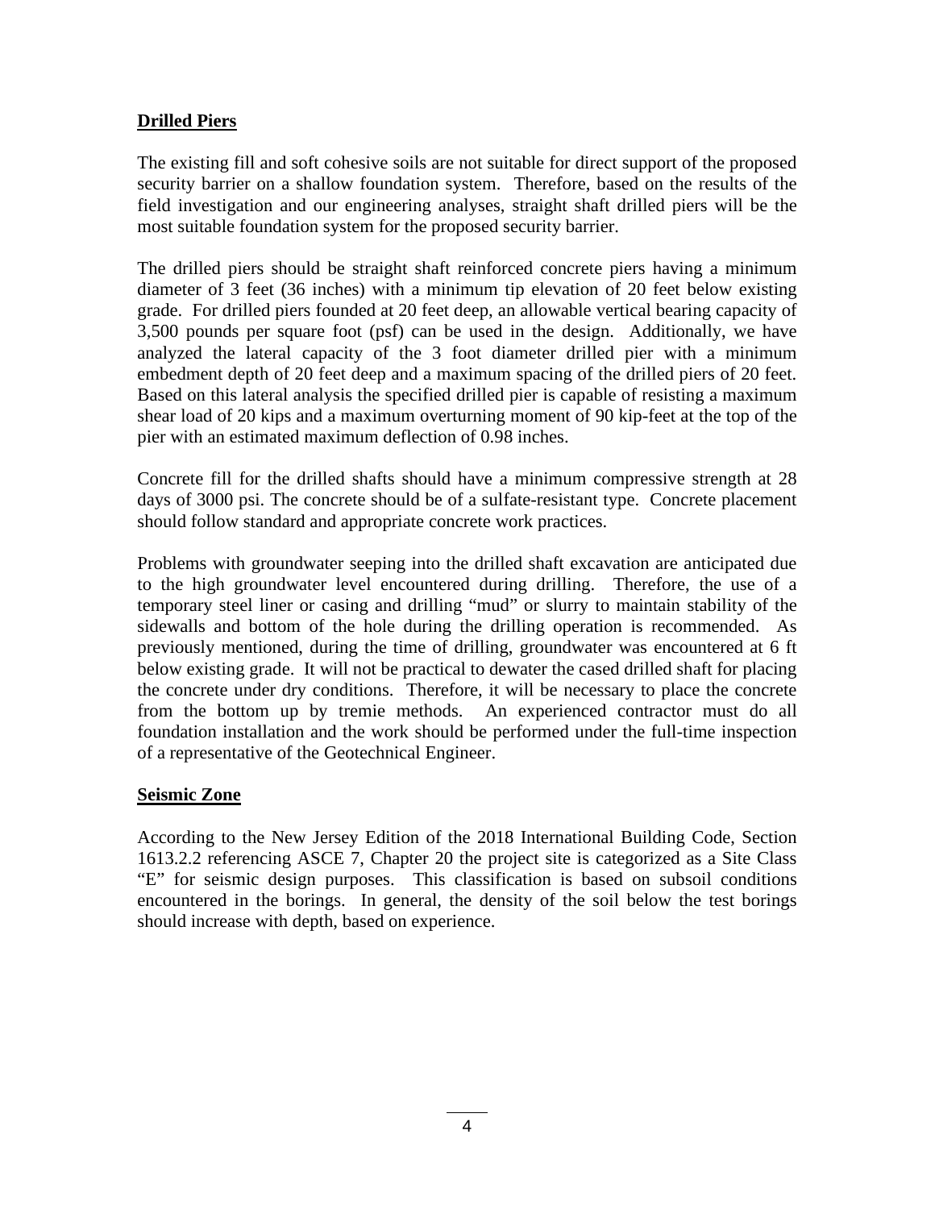## Drilled Piers

The existing fill and soft cohesive soils are not suitable for direct support of the proposed security barrier on a shallow foundation system. Therefore, based on the results of the field investigation and our engineering analyses, straight shaft drilled piers will be the most suitable foundation system for the proposed security barrier.

The drilled piers should be straight shaft reinforced concrete piers having a minimum diameter of 3 feet (36 inches) with a minimum tip elevation of 20 feet below existing grade. For drilled piers founded at 20 feet deep, an allowable vertical bearing capacity of 3,500 pounds per square foot (psf) can be used in the design. Additionally, we have analyzed the lateral capacity of the 3 foot diameter drilled pier with a minimum embedment depth of 20 feet deep and a maximum spacing of the drilled piers of 20 feet. Based on this lateral analysis the specified drilled pier is capable of resisting a maximum shear load of 20 kips and a maximum overturning moment of 90 kip-feet at the top of the pier with an estimated maximum deflection of 0.98 inches.

Concrete fill for the drilled shafts should have a minimum compressive strength at 28 days of 3000 psi. The concrete should be of a sulfate-resistant type. Concrete placement should follow standard and appropriate concrete work practices.

Problems with groundwater seeping into the drilled shaft excavation are anticipated due to the high groundwater level encountered during drilling. Therefore, the use of a temporary steel liner or casing and drilling "mud" or slurry to maintain stability of the sidewalls and bottom of the hole during the drilling operation is recommended. As previously mentioned, during the time of drilling, groundwater was encountered at 6 ft below existing grade. It will not be practical to dewater the cased drilled shaft for placing the concrete under dry conditions. Therefore, it will be necessary to place the concrete from the bottom up by tremie methods. An experienced contractor must do all foundation installation and the work should be performed under the full-time inspection of a representative of the Geotechnical Engineer.

## Seismic Zone

According to the New Jersey Edition of the 2018 International Building Code, Section 1613.2.2 referencing ASCE 7, Chapter 20 the project site is categorized as a Site Class "E" for seismic design purposes. This classification is based on subsoil conditions encountered in the borings. In general, the density of the soil below the test borings should increase with depth, based on experience.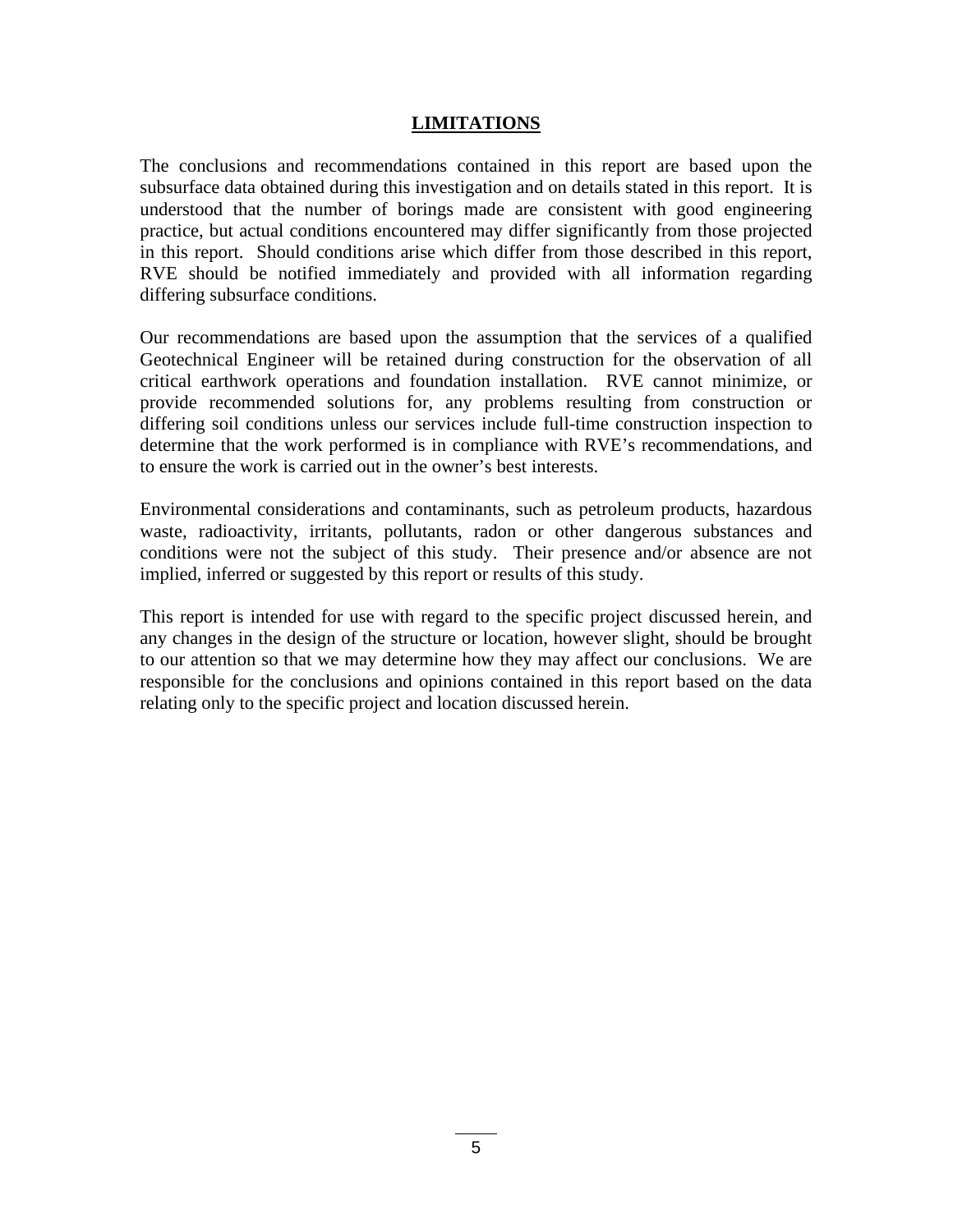## LIMITATIONS

The conclusions and recommendations contained in this report are based upon the subsurface data obtained during this investigation and on details stated in this report. It is understood that the number of borings made are consistent with good engineering practice, but actual conditions encountered may differ significantly from those projected in this report. Should conditions arise which differ from those described in this report, RVE should be notified immediately and provided with all information regarding differing subsurface conditions.

Our recommendations are based upon the assumption that the services of a qualified Geotechnical Engineer will be retained during construction for the observation of all critical earthwork operations and foundation installation. RVE cannot minimize, or provide recommended solutions for, any problems resulting from construction or differing soil conditions unless our services include full-time construction inspection to determine that the work performed is in compliance with RVE's recommendations, and to ensure the work is carried out in the owner's best interests.

Environmental considerations and contaminants, such as petroleum products, hazardous waste, radioactivity, irritants, pollutants, radon or other dangerous substances and conditions were not the subject of this study. Their presence and/or absence are not implied, inferred or suggested by this report or results of this study.

This report is intended for use with regard to the specific project discussed herein, and any changes in the design of the structure or location, however slight, should be brought to our attention so that we may determine how they may affect our conclusions. We are responsible for the conclusions and opinions contained in this report based on the data relating only to the specific project and location discussed herein.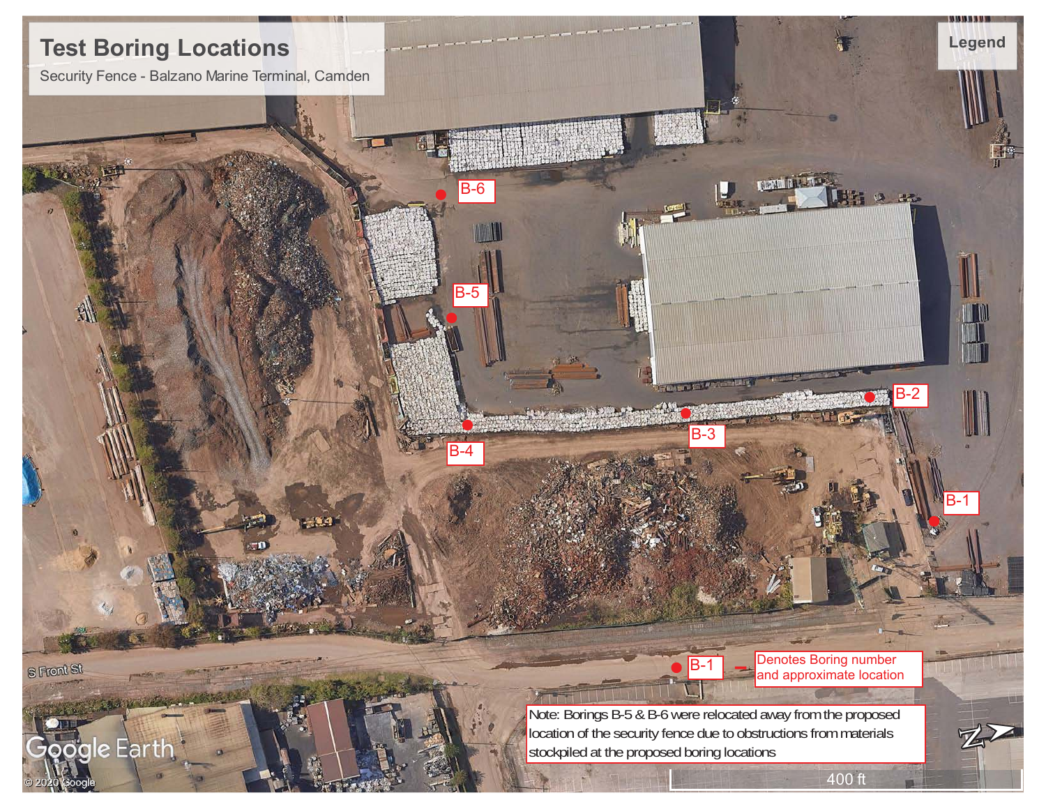# Test Boring Locations

Security Fence - Balzano Marine Terminal, Camden

B-6

B-5

B-2

B-3

B-4

B-1

S Front St

**Legend**

B-1 — Denotes Boring number and approximate location

Note: Borings B-5 & B-6 were relocated away from the proposed location of the security fence due to obstructions from materials stockpiled at the proposed boring locations

400 ft

Google Earth

© 2020 Google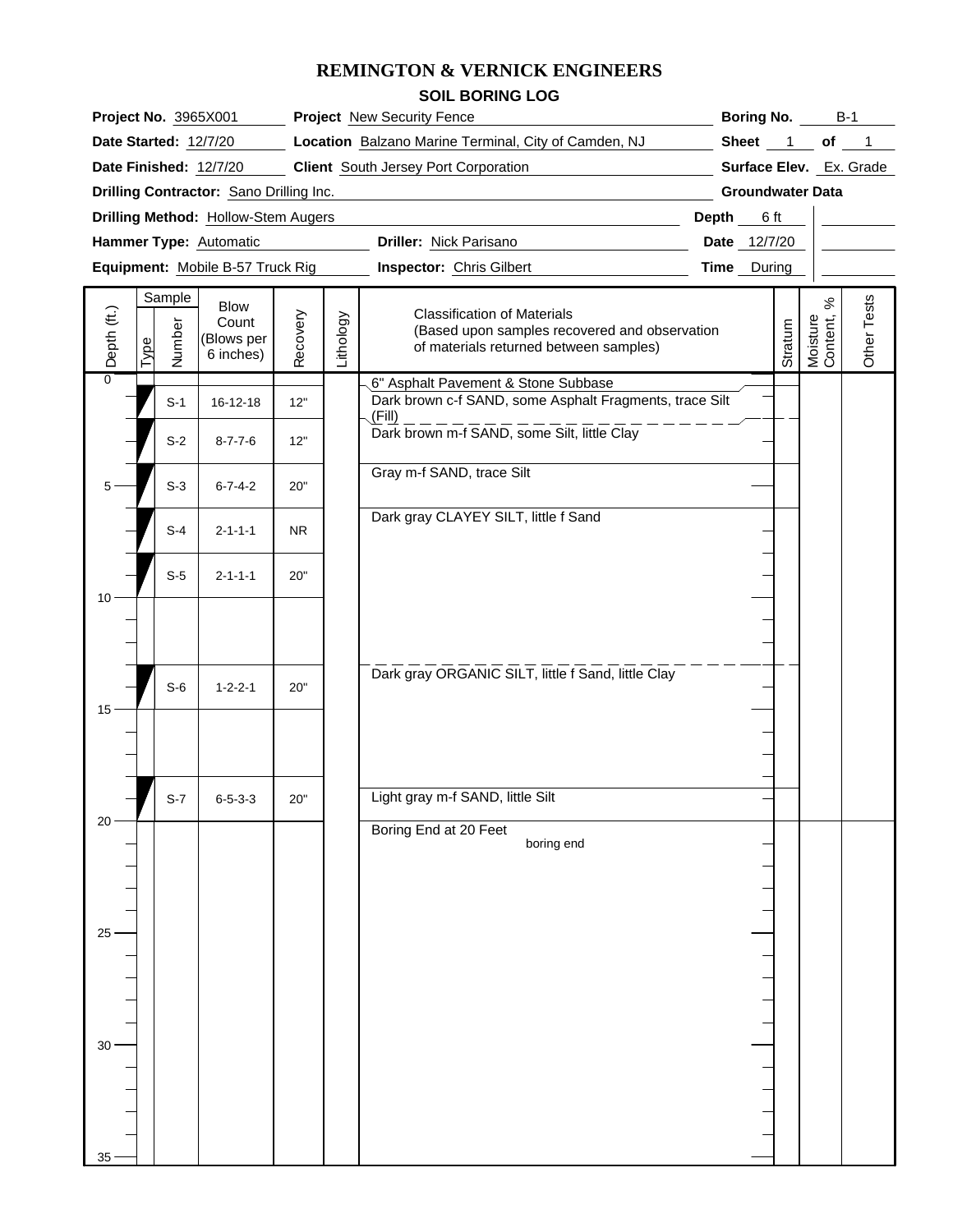# REMINGTON & VERNICK ENGINEERS

## SOIL BORING LOG

**Project No.** 3965X001 **Project** New Security Fence **Boring No.** B-1

**Date Started:** 12/7/20 **Location** Balzano Marine Terminal, City of Camden, NJ **Sheet** 1 **of** 1

**Date Finished:** 12/7/20 **Client** South Jersey Port Corporation **Surface Elev.** Ex. Grade

**Drilling Contractor:** Sano Drilling Inc.

**Drilling Method:** Hollow-Stem Augers

**Hammer Type:** Automatic **Driller:** Nick Parisano

**Equipment:** Mobile B-57 Truck Rig **Inspector:** Chris Gilbert

**Groundwater Data**

**Depth** 6 ft
**Date** 12/7/20
**Time** During

| Depth (ft.) | Sample Type | Sample Number | Blow Count (Blows per 6 inches) | Recovery | Lithology | Classification of Materials (Based upon samples recovered and observation of materials returned between samples) | Stratum | Moisture Content, % | Other Tests |
|---|---|---|---|---|---|---|---|---|---|
| 0 | | | | | | 6" Asphalt Pavement & Stone Subbase | | | |
| | | S-1 | 16-12-18 | 12" | | Dark brown c-f SAND, some Asphalt Fragments, trace Silt (Fill) | | | |
| | | S-2 | 8-7-7-6 | 12" | | Dark brown m-f SAND, some Silt, little Clay | | | |
| 5 | | S-3 | 6-7-4-2 | 20" | | Gray m-f SAND, trace Silt | | | |
| | | S-4 | 2-1-1-1 | NR | | Dark gray CLAYEY SILT, little f Sand | | | |
| | | S-5 | 2-1-1-1 | 20" | | | | | |
| 10 | | | | | | | | | |
| | | S-6 | 1-2-2-1 | 20" | | Dark gray ORGANIC SILT, little f Sand, little Clay | | | |
| 15 | | | | | | | | | |
| | | S-7 | 6-5-3-3 | 20" | | Light gray m-f SAND, little Silt | | | |
| 20 | | | | | | Boring End at 20 Feet<br>boring end | | | |
| 25 | | | | | | | | | |
| 30 | | | | | | | | | |
| 35 | | | | | | | | | |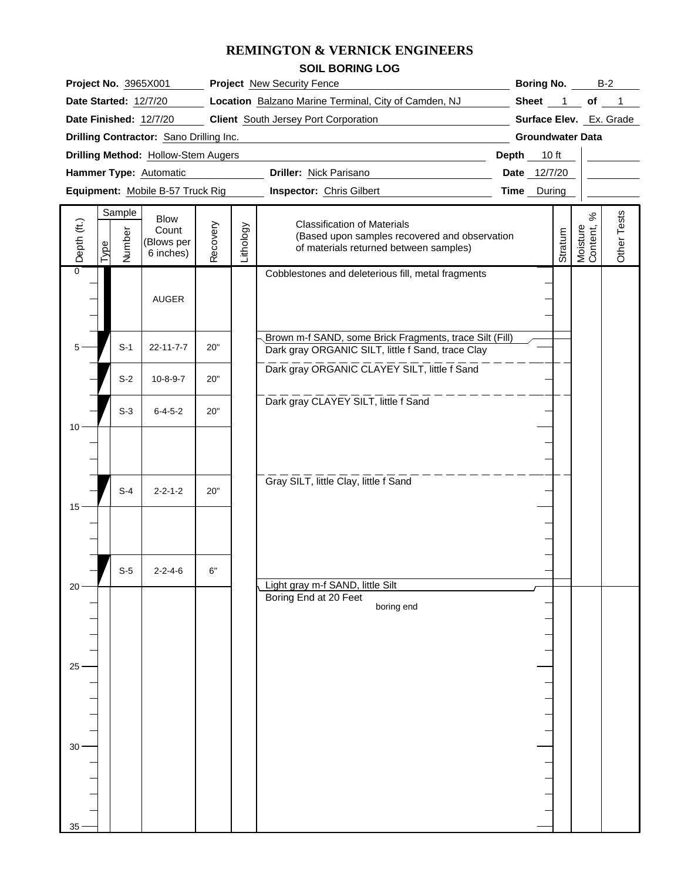# REMINGTON & VERNICK ENGINEERS

## SOIL BORING LOG

| | | | |
|---|---|---|---|
| **Project No.** 3965X001 | **Project** New Security Fence | **Boring No.** B-2 | |
| **Date Started:** 12/7/20 | **Location** Balzano Marine Terminal, City of Camden, NJ | **Sheet** 1 **of** 1 | |
| **Date Finished:** 12/7/20 | **Client** South Jersey Port Corporation | **Surface Elev.** Ex. Grade | |
| **Drilling Contractor:** Sano Drilling Inc. | | **Groundwater Data** | |
| **Drilling Method:** Hollow-Stem Augers | | **Depth** 10 ft | |
| **Hammer Type:** Automatic | **Driller:** Nick Parisano | **Date** 12/7/20 | |
| **Equipment:** Mobile B-57 Truck Rig | **Inspector:** Chris Gilbert | **Time** During | |

| Depth (ft.) | Sample Type | Sample Number | Blow Count (Blows per 6 inches) | Recovery | Lithology | Classification of Materials (Based upon samples recovered and observation of materials returned between samples) | Stratum | Moisture Content, % | Other Tests |
|---|---|---|---|---|---|---|---|---|---|
| 0 | | | AUGER | | | Cobblestones and deleterious fill, metal fragments | | | |
| 4 | | | | | | Brown m-f SAND, some Brick Fragments, trace Silt (Fill) | | | |
| 5 | | S-1 | 22-11-7-7 | 20" | | Dark gray ORGANIC SILT, little f Sand, trace Clay | | | |
| 6 | | S-2 | 10-8-9-7 | 20" | | Dark gray ORGANIC CLAYEY SILT, little f Sand | | | |
| 8 | | S-3 | 6-4-5-2 | 20" | | Dark gray CLAYEY SILT, little f Sand | | | |
| 13 | | S-4 | 2-2-1-2 | 20" | | Gray SILT, little Clay, little f Sand | | | |
| 18 | | S-5 | 2-2-4-6 | 6" | | | | | |
| 20 | | | | | | Light gray m-f SAND, little Silt | | | |
| | | | | | | Boring End at 20 Feet<br>boring end | | | |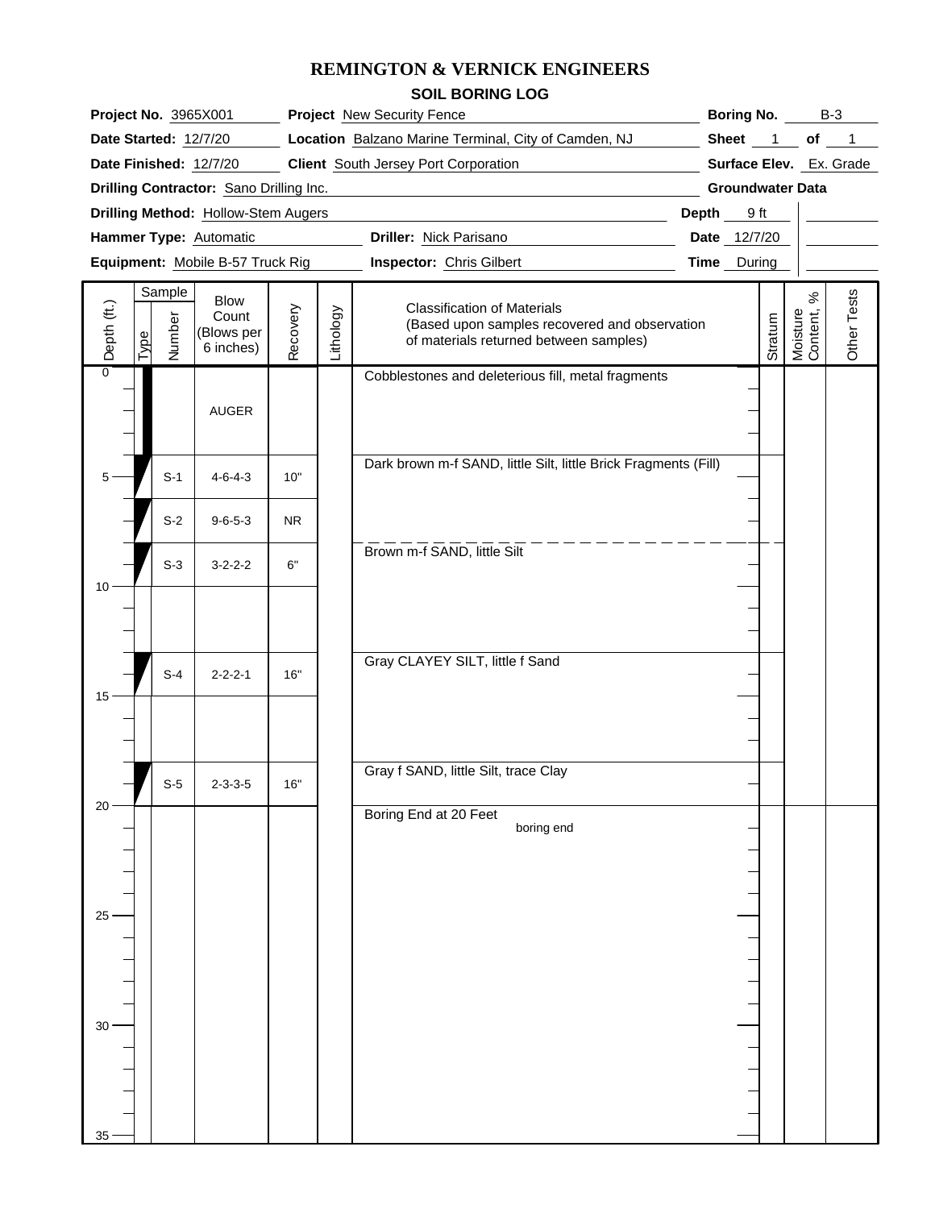# REMINGTON & VERNICK ENGINEERS

## SOIL BORING LOG

**Project No.** 3965X001 **Project** New Security Fence **Boring No.** B-3

**Date Started:** 12/7/20 **Location** Balzano Marine Terminal, City of Camden, NJ **Sheet** 1 **of** 1

**Date Finished:** 12/7/20 **Client** South Jersey Port Corporation **Surface Elev.** Ex. Grade

**Drilling Contractor:** Sano Drilling Inc. **Groundwater Data**

**Drilling Method:** Hollow-Stem Augers **Depth** 9 ft

**Hammer Type:** Automatic **Driller:** Nick Parisano **Date** 12/7/20

**Equipment:** Mobile B-57 Truck Rig **Inspector:** Chris Gilbert **Time** During

| Depth (ft.) | Sample Type | Sample Number | Blow Count (Blows per 6 inches) | Recovery | Lithology | Classification of Materials (Based upon samples recovered and observation of materials returned between samples) | Stratum | Moisture Content, % | Other Tests |
|---|---|---|---|---|---|---|---|---|---|
| 0 | | | AUGER | | | Cobblestones and deleterious fill, metal fragments | | | |
| 5 | | S-1 | 4-6-4-3 | 10" | | Dark brown m-f SAND, little Silt, little Brick Fragments (Fill) | | | |
| | | S-2 | 9-6-5-3 | NR | | | | | |
| | | S-3 | 3-2-2-2 | 6" | | Brown m-f SAND, little Silt | | | |
| 10 | | | | | | | | | |
| | | S-4 | 2-2-2-1 | 16" | | Gray CLAYEY SILT, little f Sand | | | |
| 15 | | | | | | | | | |
| | | S-5 | 2-3-3-5 | 16" | | Gray f SAND, little Silt, trace Clay | | | |
| 20 | | | | | | Boring End at 20 Feet<br>boring end | | | |
| 25 | | | | | | | | | |
| 30 | | | | | | | | | |
| 35 | | | | | | | | | |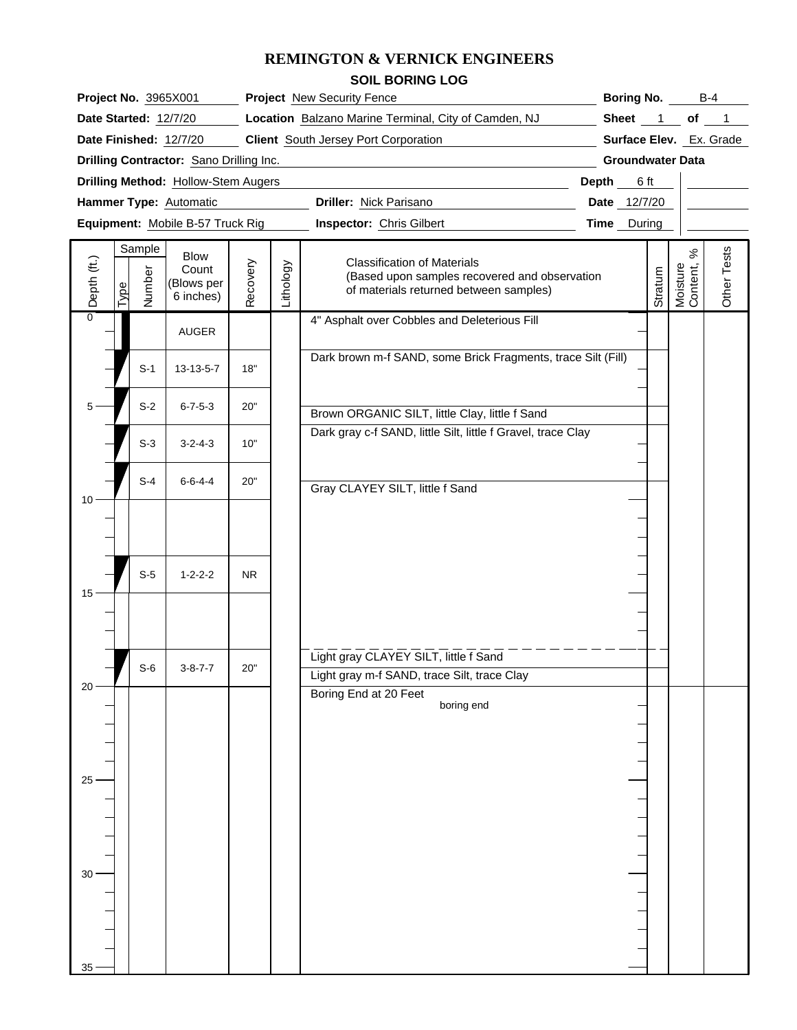# REMINGTON & VERNICK ENGINEERS

## SOIL BORING LOG

**Project No.** 3965X001 **Project** New Security Fence **Boring No.** B-4

**Date Started:** 12/7/20 **Location** Balzano Marine Terminal, City of Camden, NJ **Sheet** 1 **of** 1

**Date Finished:** 12/7/20 **Client** South Jersey Port Corporation **Surface Elev.** Ex. Grade

**Drilling Contractor:** Sano Drilling Inc.

**Drilling Method:** Hollow-Stem Augers

**Hammer Type:** Automatic **Driller:** Nick Parisano

**Equipment:** Mobile B-57 Truck Rig **Inspector:** Chris Gilbert

**Groundwater Data**

| Depth | 6 ft | |
|---|---|---|
| Date | 12/7/20 | |
| Time | During | |

| Depth (ft.) | Sample Type | Sample Number | Blow Count (Blows per 6 inches) | Recovery | Lithology | Classification of Materials (Based upon samples recovered and observation of materials returned between samples) | Stratum | Moisture Content, % | Other Tests |
|---|---|---|---|---|---|---|---|---|---|
| 0 | | | AUGER | | | 4" Asphalt over Cobbles and Deleterious Fill | | | |
| | | S-1 | 13-13-5-7 | 18" | | Dark brown m-f SAND, some Brick Fragments, trace Silt (Fill) | | | |
| 5 | | S-2 | 6-7-5-3 | 20" | | Brown ORGANIC SILT, little Clay, little f Sand | | | |
| | | S-3 | 3-2-4-3 | 10" | | Dark gray c-f SAND, little Silt, little f Gravel, trace Clay | | | |
| | | S-4 | 6-6-4-4 | 20" | | Gray CLAYEY SILT, little f Sand | | | |
| 10 | | | | | | | | | |
| | | S-5 | 1-2-2-2 | NR | | | | | |
| 15 | | | | | | | | | |
| | | S-6 | 3-8-7-7 | 20" | | Light gray CLAYEY SILT, little f Sand | | | |
| | | | | | | Light gray m-f SAND, trace Silt, trace Clay | | | |
| 20 | | | | | | Boring End at 20 Feet<br>boring end | | | |
| 25 | | | | | | | | | |
| 30 | | | | | | | | | |
| 35 | | | | | | | | | |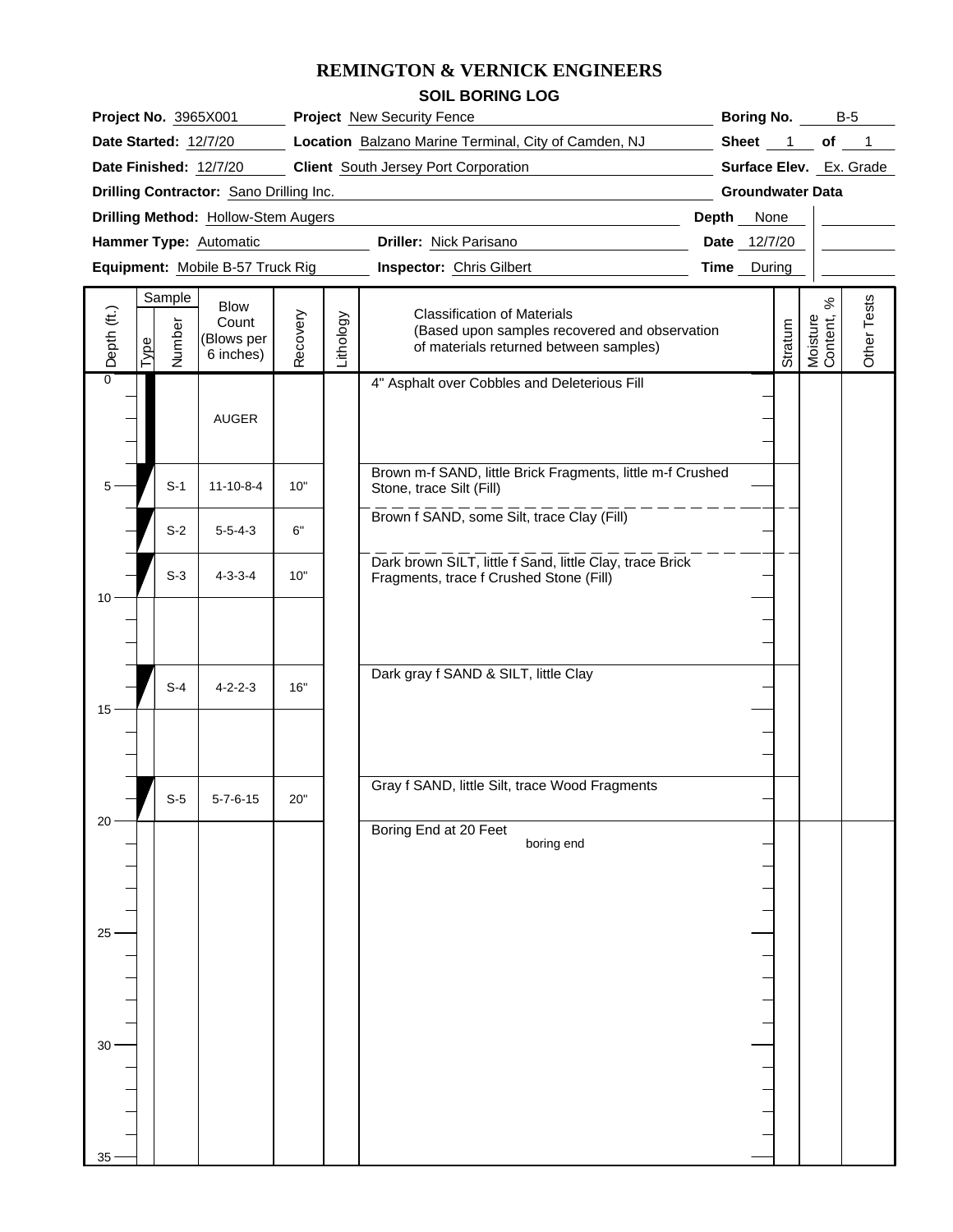# REMINGTON & VERNICK ENGINEERS

## SOIL BORING LOG

| | | | |
|---|---|---|---|
| **Project No.** 3965X001 | **Project** New Security Fence | **Boring No.** B-5 | |
| **Date Started:** 12/7/20 | **Location** Balzano Marine Terminal, City of Camden, NJ | **Sheet** 1 **of** 1 | |
| **Date Finished:** 12/7/20 | **Client** South Jersey Port Corporation | **Surface Elev.** Ex. Grade | |
| **Drilling Contractor:** Sano Drilling Inc. | | **Groundwater Data** | |
| **Drilling Method:** Hollow-Stem Augers | | **Depth** None | |
| **Hammer Type:** Automatic | **Driller:** Nick Parisano | **Date** 12/7/20 | |
| **Equipment:** Mobile B-57 Truck Rig | **Inspector:** Chris Gilbert | **Time** During | |

| Depth (ft.) | Sample Type | Sample Number | Blow Count (Blows per 6 inches) | Recovery | Lithology | Classification of Materials (Based upon samples recovered and observation of materials returned between samples) | Stratum | Moisture Content, % | Other Tests |
|---|---|---|---|---|---|---|---|---|---|
| 0 | | | AUGER | | | 4" Asphalt over Cobbles and Deleterious Fill | | | |
| 5 | | S-1 | 11-10-8-4 | 10" | | Brown m-f SAND, little Brick Fragments, little m-f Crushed Stone, trace Silt (Fill) | | | |
| | | S-2 | 5-5-4-3 | 6" | | Brown f SAND, some Silt, trace Clay (Fill) | | | |
| | | S-3 | 4-3-3-4 | 10" | | Dark brown SILT, little f Sand, little Clay, trace Brick Fragments, trace f Crushed Stone (Fill) | | | |
| 10 | | | | | | | | | |
| | | S-4 | 4-2-2-3 | 16" | | Dark gray f SAND & SILT, little Clay | | | |
| 15 | | | | | | | | | |
| | | S-5 | 5-7-6-15 | 20" | | Gray f SAND, little Silt, trace Wood Fragments | | | |
| 20 | | | | | | Boring End at 20 Feet<br>boring end | | | |
| 25 | | | | | | | | | |
| 30 | | | | | | | | | |
| 35 | | | | | | | | | |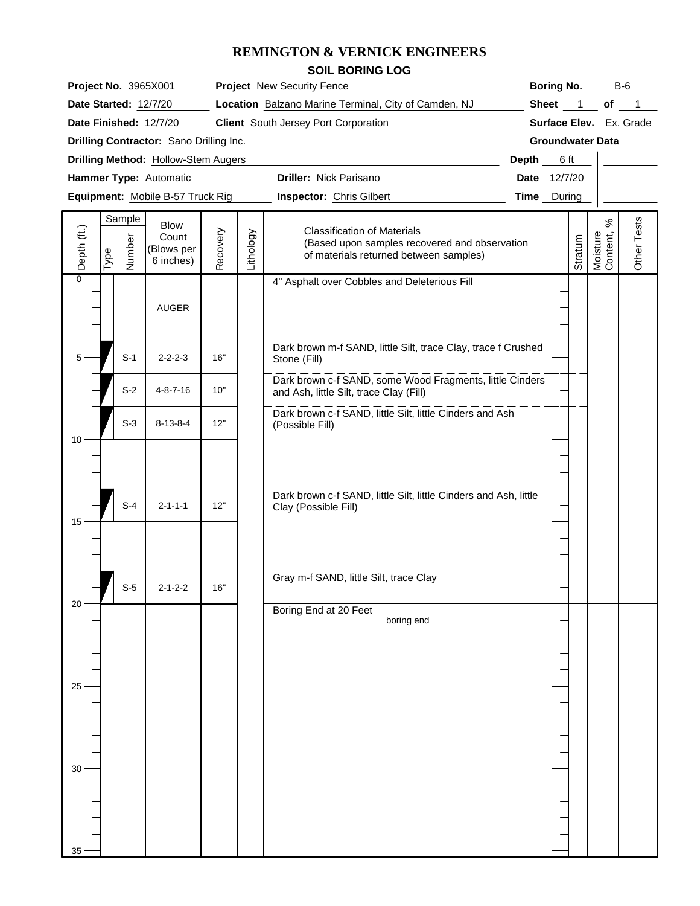# REMINGTON & VERNICK ENGINEERS

## SOIL BORING LOG

**Project No.** 3965X001  **Project** New Security Fence  **Boring No.** B-6

**Date Started:** 12/7/20  **Location** Balzano Marine Terminal, City of Camden, NJ  **Sheet** 1 **of** 1

**Date Finished:** 12/7/20  **Client** South Jersey Port Corporation  **Surface Elev.** Ex. Grade

**Drilling Contractor:** Sano Drilling Inc.

**Drilling Method:** Hollow-Stem Augers

**Hammer Type:** Automatic  **Driller:** Nick Parisano

**Equipment:** Mobile B-57 Truck Rig  **Inspector:** Chris Gilbert

**Groundwater Data**

| Depth | 6 ft | |
|---|---|---|
| Date | 12/7/20 | |
| Time | During | |

| Depth (ft.) | Sample Type | Sample Number | Blow Count (Blows per 6 inches) | Recovery | Lithology | Classification of Materials (Based upon samples recovered and observation of materials returned between samples) | Stratum | Moisture Content, % | Other Tests |
|---|---|---|---|---|---|---|---|---|---|
| 0 | | | AUGER | | | 4" Asphalt over Cobbles and Deleterious Fill | | | |
| 5 | | S-1 | 2-2-2-3 | 16" | | Dark brown m-f SAND, little Silt, trace Clay, trace f Crushed Stone (Fill) | | | |
| | | S-2 | 4-8-7-16 | 10" | | Dark brown c-f SAND, some Wood Fragments, little Cinders and Ash, little Silt, trace Clay (Fill) | | | |
| | | S-3 | 8-13-8-4 | 12" | | Dark brown c-f SAND, little Silt, little Cinders and Ash (Possible Fill) | | | |
| 10 | | | | | | | | | |
| | | S-4 | 2-1-1-1 | 12" | | Dark brown c-f SAND, little Silt, little Cinders and Ash, little Clay (Possible Fill) | | | |
| 15 | | | | | | | | | |
| | | S-5 | 2-1-2-2 | 16" | | Gray m-f SAND, little Silt, trace Clay | | | |
| 20 | | | | | | Boring End at 20 Feet<br>boring end | | | |
| 25 | | | | | | | | | |
| 30 | | | | | | | | | |
| 35 | | | | | | | | | |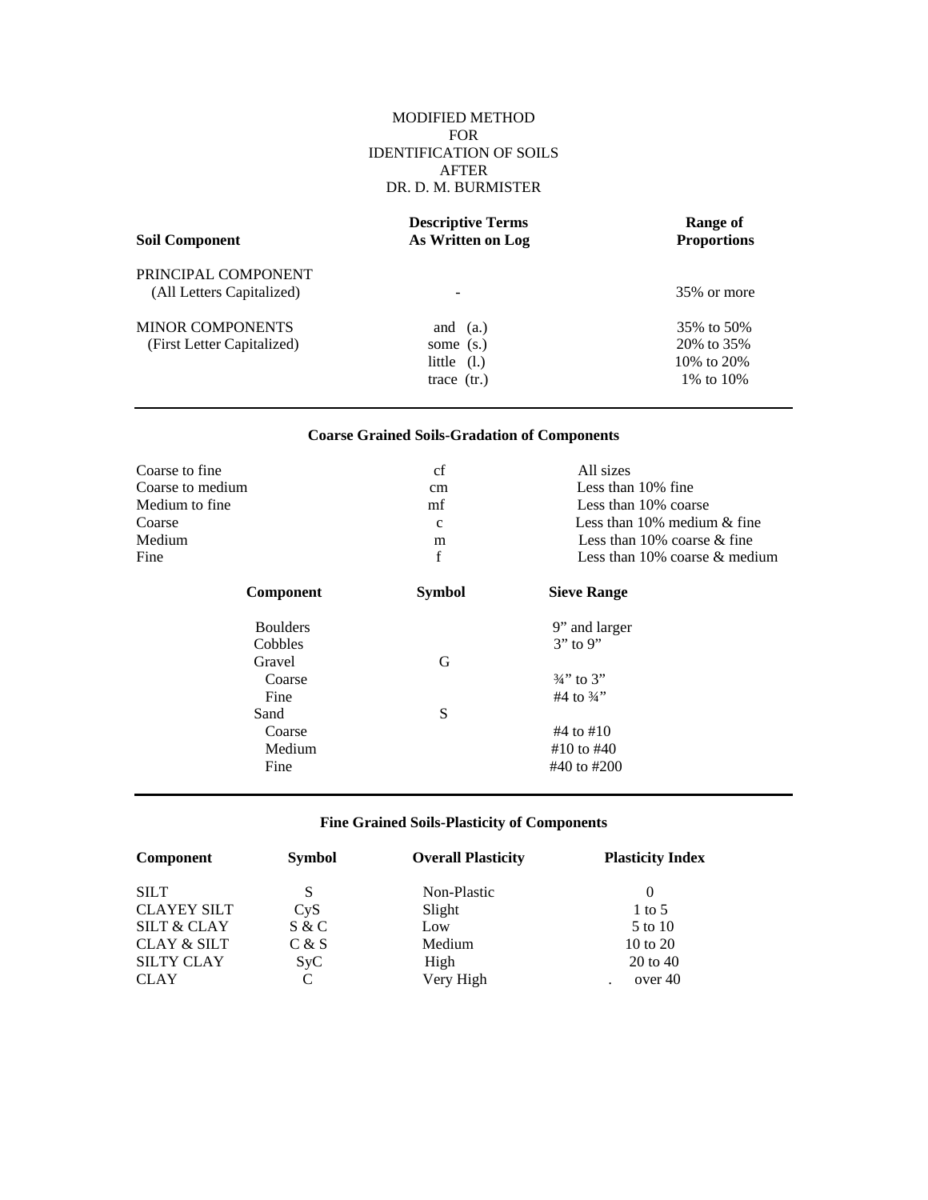# MODIFIED METHOD FOR IDENTIFICATION OF SOILS AFTER DR. D. M. BURMISTER

| Soil Component | Descriptive Terms As Written on Log | Range of Proportions |
|---|---|---|
| PRINCIPAL COMPONENT (All Letters Capitalized) | - | 35% or more |
| MINOR COMPONENTS (First Letter Capitalized) | and (a.) | 35% to 50% |
| | some (s.) | 20% to 35% |
| | little (l.) | 10% to 20% |
| | trace (tr.) | 1% to 10% |

## Coarse Grained Soils-Gradation of Components

| | | |
|---|---|---|
| Coarse to fine | cf | All sizes |
| Coarse to medium | cm | Less than 10% fine |
| Medium to fine | mf | Less than 10% coarse |
| Coarse | c | Less than 10% medium & fine |
| Medium | m | Less than 10% coarse & fine |
| Fine | f | Less than 10% coarse & medium |

| Component | Symbol | Sieve Range |
|---|---|---|
| Boulders | | 9" and larger |
| Cobbles | | 3" to 9" |
| Gravel | G | |
| Coarse | | ¾" to 3" |
| Fine | | #4 to ¾" |
| Sand | S | |
| Coarse | | #4 to #10 |
| Medium | | #10 to #40 |
| Fine | | #40 to #200 |

## Fine Grained Soils-Plasticity of Components

| Component | Symbol | Overall Plasticity | Plasticity Index |
|---|---|---|---|
| SILT | S | Non-Plastic | 0 |
| CLAYEY SILT | CyS | Slight | 1 to 5 |
| SILT & CLAY | S & C | Low | 5 to 10 |
| CLAY & SILT | C & S | Medium | 10 to 20 |
| SILTY CLAY | SyC | High | 20 to 40 |
| CLAY | C | Very High | over 40 |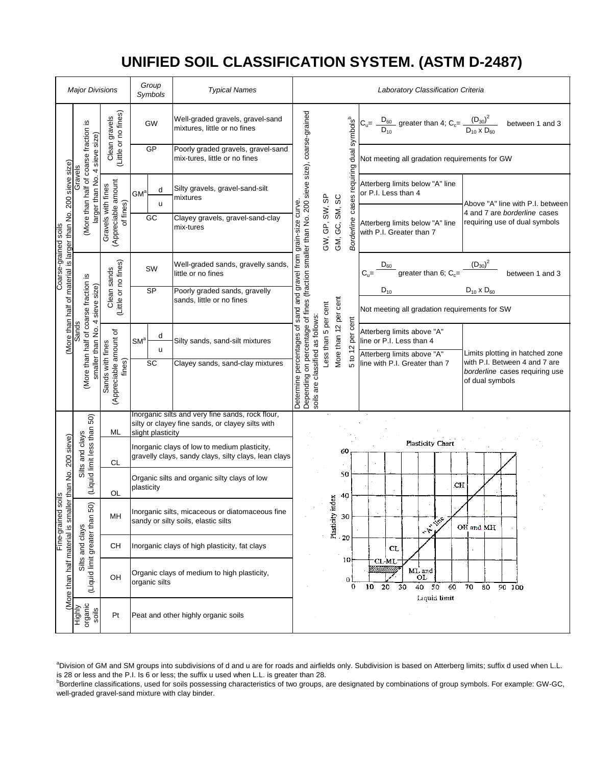# UNIFIED SOIL CLASSIFICATION SYSTEM. (ASTM D-2487)

| Major Divisions | | | Group Symbols | Typical Names | Laboratory Classification Criteria | | |
|---|---|---|---|---|---|---|---|
| Coarse-grained soils (More than half of material is larger than No. 200 sieve size) | Gravels (More than half of coarse fraction is larger than No. 4 sieve size) | Clean gravels (Little or no fines) | GW | Well-graded gravels, gravel-sand mixtures, little or no fines | Determine percentages of sand and gravel from grain-size curve. Depending on percentage of fines (fraction smaller than No. 200 sieve size), coarse-grained soils are classified as follows: Less than 5 per cent: GW, GP, SW, SP; More than 12 per cent: GM, GC, SM, SC; 5 to 12 per cent: *Borderline* cases requiring dual symbols[b] | $C_u = \frac{D_{60}}{D_{10}}$ greater than 4; $C_c = \frac{(D_{30})^2}{D_{10} \times D_{60}}$ between 1 and 3 | |
| | | | GP | Poorly graded gravels, gravel-sand mix-tures, little or no fines | | Not meeting all gradation requirements for GW | |
| | | Gravels with fines (Appreciable amount of fines) | GM[a] d / u | Silty gravels, gravel-sand-silt mixtures | | Atterberg limits below "A" line or P.I. Less than 4 | Above "A" line with P.I. between 4 and 7 are *borderline* cases requiring use of dual symbols |
| | | | GC | Clayey gravels, gravel-sand-clay mix-tures | | Atterberg limits below "A" line with P.I. Greater than 7 | |
| | Sands (More than half of coarse fraction is smaller than No. 4 sieve size) | Clean sands (Little or no fines) | SW | Well-graded sands, gravelly sands, little or no fines | | $C_u = \frac{D_{60}}{D_{10}}$ greater than 6; $C_c = \frac{(D_{30})^2}{D_{10} \times D_{60}}$ between 1 and 3 | |
| | | | SP | Poorly graded sands, gravelly sands, little or no fines | | Not meeting all gradation requirements for SW | |
| | | Sands with fines (Appreciable amount of fines) | SM[a] d / u | Silty sands, sand-silt mixtures | | Atterberg limits above "A" line or P.I. Less than 4 | Limits plotting in hatched zone with P.I. Between 4 and 7 are *borderline* cases requiring use of dual symbols |
| | | | SC | Clayey sands, sand-clay mixtures | | Atterberg limits above "A" line with P.I. Greater than 7 | |
| Fine-grained soils (More than half material is smaller than No. 200 sieve) | Silts and clays (Liquid limit less than 50) | | ML | Inorganic silts and very fine sands, rock flour, silty or clayey fine sands, or clayey silts with slight plasticity | Plasticity Chart (Plasticity index vs. Liquid limit; zones: CH, CL, CL-ML, ML and OL, OH and MH; "A" line) | | |
| | | | CL | Inorganic clays of low to medium plasticity, gravelly clays, sandy clays, silty clays, lean clays | | | |
| | | | OL | Organic silts and organic silty clays of low plasticity | | | |
| | Silts and clays (Liquid limit greater than 50) | | MH | Inorganic silts, micaceous or diatomaceous fine sandy or silty soils, elastic silts | | | |
| | | | CH | Inorganic clays of high plasticity, fat clays | | | |
| | | | OH | Organic clays of medium to high plasticity, organic silts | | | |
| Highly organic soils | | | Pt | Peat and other highly organic soils | | | |

[a]Division of GM and SM groups into subdivisions of d and u are for roads and airfields only. Subdivision is based on Atterberg limits; suffix d used when L.L. is 28 or less and the P.I. Is 6 or less; the suffix u used when L.L. is greater than 28.

[b]Borderline classifications, used for soils possessing characteristics of two groups, are designated by combinations of group symbols. For example: GW-GC, well-graded gravel-sand mixture with clay binder.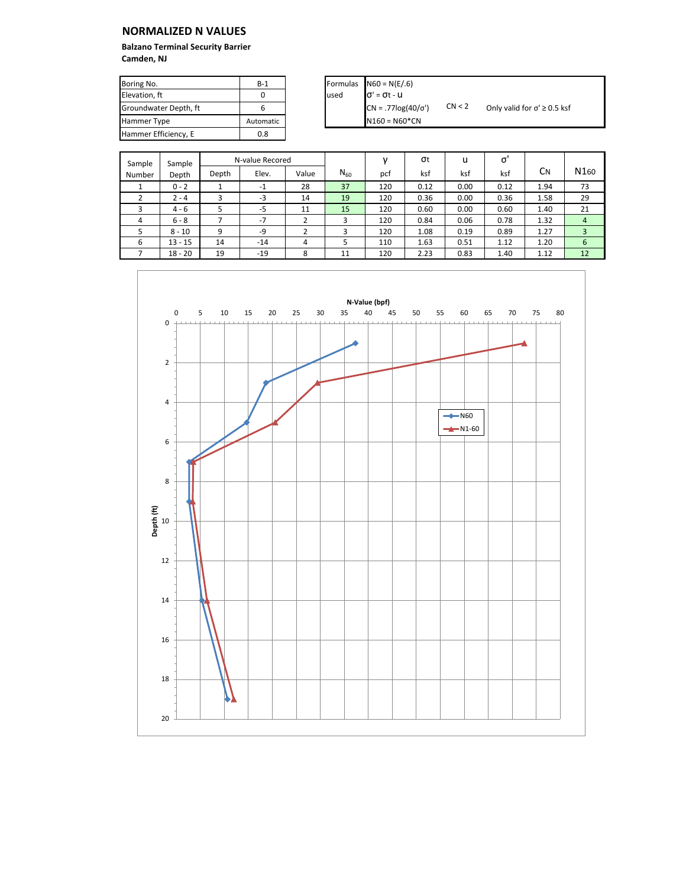## NORMALIZED N VALUES

**Balzano Terminal Security Barrier**
**Camden, NJ**

| Boring No. | B-1 |
|---|---|
| Elevation, ft | 0 |
| Groundwater Depth, ft | 6 |
| Hammer Type | Automatic |
| Hammer Efficiency, E | 0.8 |

Formulas used:

- $N60 = N(E/.6)$
- $\sigma' = \sigma t - u$
- $CN = .77\log(40/\sigma')$ &nbsp;&nbsp; $CN < 2$ &nbsp;&nbsp; Only valid for $\sigma' \geq 0.5$ ksf
- $N160 = N60 \cdot CN$

| Sample Number | Sample Depth | N-value Recored | | | $N_{60}$ | γ | σt | u | σ' | CN | N160 |
|---|---|---|---|---|---|---|---|---|---|---|---|
| | | Depth | Elev. | Value | | pcf | ksf | ksf | ksf | | |
| 1 | 0 - 2 | 1 | -1 | 28 | 37 | 120 | 0.12 | 0.00 | 0.12 | 1.94 | 73 |
| 2 | 2 - 4 | 3 | -3 | 14 | 19 | 120 | 0.36 | 0.00 | 0.36 | 1.58 | 29 |
| 3 | 4 - 6 | 5 | -5 | 11 | 15 | 120 | 0.60 | 0.00 | 0.60 | 1.40 | 21 |
| 4 | 6 - 8 | 7 | -7 | 2 | 3 | 120 | 0.84 | 0.06 | 0.78 | 1.32 | 4 |
| 5 | 8 - 10 | 9 | -9 | 2 | 3 | 120 | 1.08 | 0.19 | 0.89 | 1.27 | 3 |
| 6 | 13 - 15 | 14 | -14 | 4 | 5 | 110 | 1.63 | 0.51 | 1.12 | 1.20 | 6 |
| 7 | 18 - 20 | 19 | -19 | 8 | 11 | 120 | 2.23 | 0.83 | 1.40 | 1.12 | 12 |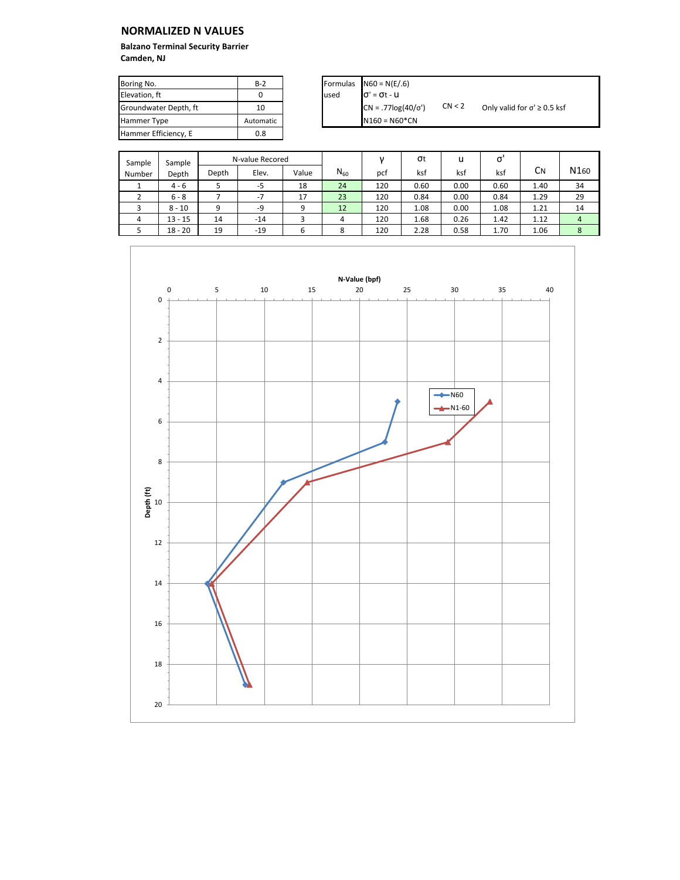## NORMALIZED N VALUES

**Balzano Terminal Security Barrier**
**Camden, NJ**

| Boring No. | B-2 |
|---|---|
| Elevation, ft | 0 |
| Groundwater Depth, ft | 10 |
| Hammer Type | Automatic |
| Hammer Efficiency, E | 0.8 |

| Formulas used | |
|---|---|
| | N60 = N(E/.6) |
| | σ' = σt - u |
| | CN = .77log(40/σ')  CN < 2  Only valid for σ' ≥ 0.5 ksf |
| | N160 = N60*CN |

| Sample Number | Sample Depth | N-value Recored | | | $N_{60}$ | γ | σt | u | σ' | CN | N160 |
|---|---|---|---|---|---|---|---|---|---|---|---|
| | | Depth | Elev. | Value | | pcf | ksf | ksf | ksf | | |
| 1 | 4 - 6 | 5 | -5 | 18 | 24 | 120 | 0.60 | 0.00 | 0.60 | 1.40 | 34 |
| 2 | 6 - 8 | 7 | -7 | 17 | 23 | 120 | 0.84 | 0.00 | 0.84 | 1.29 | 29 |
| 3 | 8 - 10 | 9 | -9 | 9 | 12 | 120 | 1.08 | 0.00 | 1.08 | 1.21 | 14 |
| 4 | 13 - 15 | 14 | -14 | 3 | 4 | 120 | 1.68 | 0.26 | 1.42 | 1.12 | 4 |
| 5 | 18 - 20 | 19 | -19 | 6 | 8 | 120 | 2.28 | 0.58 | 1.70 | 1.06 | 8 |

N-Value (bpf)

Depth (ft)

N60

N1-60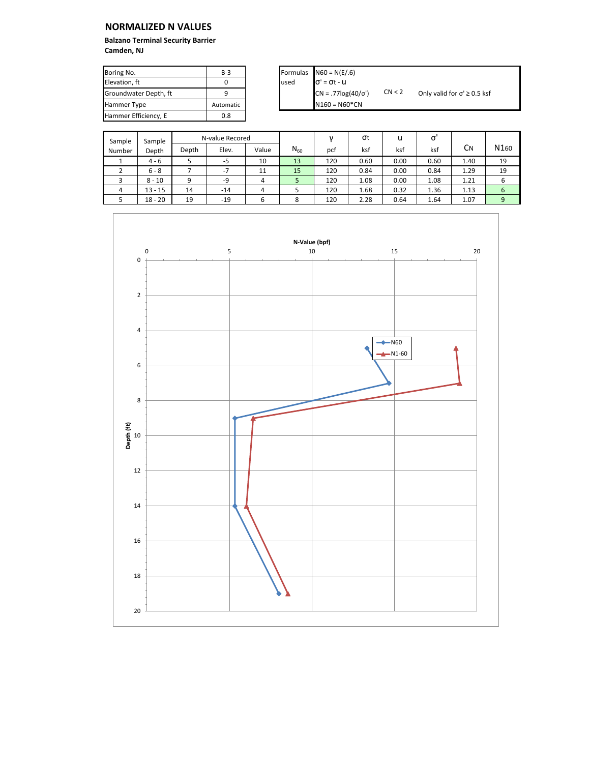# NORMALIZED N VALUES

**Balzano Terminal Security Barrier**
**Camden, NJ**

| Boring No. | B-3 |
|---|---|
| Elevation, ft | 0 |
| Groundwater Depth, ft | 9 |
| Hammer Type | Automatic |
| Hammer Efficiency, E | 0.8 |

| Formulas used | |
|---|---|
| | $N60 = N(E/.6)$ |
| | $\sigma' = \sigma t - u$ |
| | $CN = .77\log(40/\sigma')$ &nbsp;&nbsp; $CN < 2$ &nbsp;&nbsp; Only valid for $\sigma' \geq 0.5$ ksf |
| | $N160 = N60 * CN$ |

| Sample | Sample | N-value Recored | | | $N_{60}$ | γ | σt | u | σ' | CN | N160 |
|---|---|---|---|---|---|---|---|---|---|---|---|
| Number | Depth | Depth | Elev. | Value | | pcf | ksf | ksf | ksf | | |
| 1 | 4 - 6 | 5 | -5 | 10 | 13 | 120 | 0.60 | 0.00 | 0.60 | 1.40 | 19 |
| 2 | 6 - 8 | 7 | -7 | 11 | 15 | 120 | 0.84 | 0.00 | 0.84 | 1.29 | 19 |
| 3 | 8 - 10 | 9 | -9 | 4 | 5 | 120 | 1.08 | 0.00 | 1.08 | 1.21 | 6 |
| 4 | 13 - 15 | 14 | -14 | 4 | 5 | 120 | 1.68 | 0.32 | 1.36 | 1.13 | 6 |
| 5 | 18 - 20 | 19 | -19 | 6 | 8 | 120 | 2.28 | 0.64 | 1.64 | 1.07 | 9 |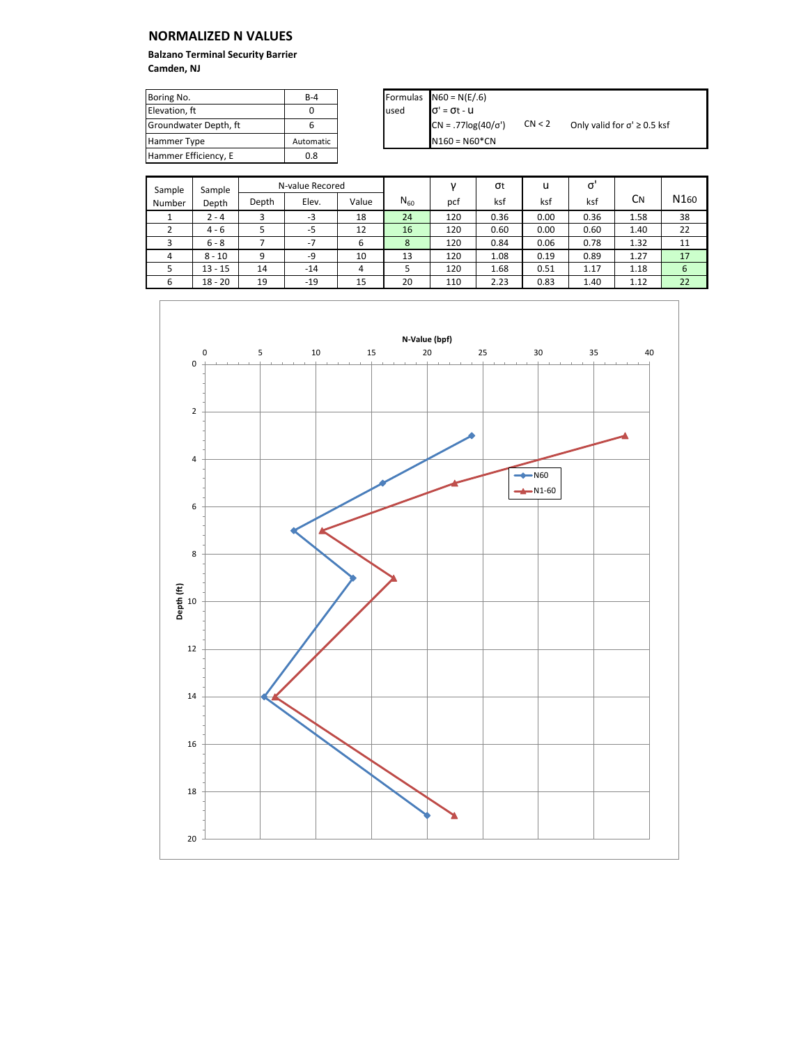# NORMALIZED N VALUES

**Balzano Terminal Security Barrier**
**Camden, NJ**

| Boring No. | B-4 |
|---|---|
| Elevation, ft | 0 |
| Groundwater Depth, ft | 6 |
| Hammer Type | Automatic |
| Hammer Efficiency, E | 0.8 |

| Formulas used | |
|---|---|
| | N60 = N(E/.6) |
| | σ' = σt - u |
| | CN = .77log(40/σ')    CN < 2    Only valid for σ' ≥ 0.5 ksf |
| | N160 = N60*CN |

| Sample Number | Sample Depth | N-value Recored | | | $N_{60}$ | γ | σt | u | σ' | CN | N160 |
|---|---|---|---|---|---|---|---|---|---|---|---|
| | | Depth | Elev. | Value | | pcf | ksf | ksf | ksf | | |
| 1 | 2 - 4 | 3 | -3 | 18 | 24 | 120 | 0.36 | 0.00 | 0.36 | 1.58 | 38 |
| 2 | 4 - 6 | 5 | -5 | 12 | 16 | 120 | 0.60 | 0.00 | 0.60 | 1.40 | 22 |
| 3 | 6 - 8 | 7 | -7 | 6 | 8 | 120 | 0.84 | 0.06 | 0.78 | 1.32 | 11 |
| 4 | 8 - 10 | 9 | -9 | 10 | 13 | 120 | 1.08 | 0.19 | 0.89 | 1.27 | 17 |
| 5 | 13 - 15 | 14 | -14 | 4 | 5 | 120 | 1.68 | 0.51 | 1.17 | 1.18 | 6 |
| 6 | 18 - 20 | 19 | -19 | 15 | 20 | 110 | 2.23 | 0.83 | 1.40 | 1.12 | 22 |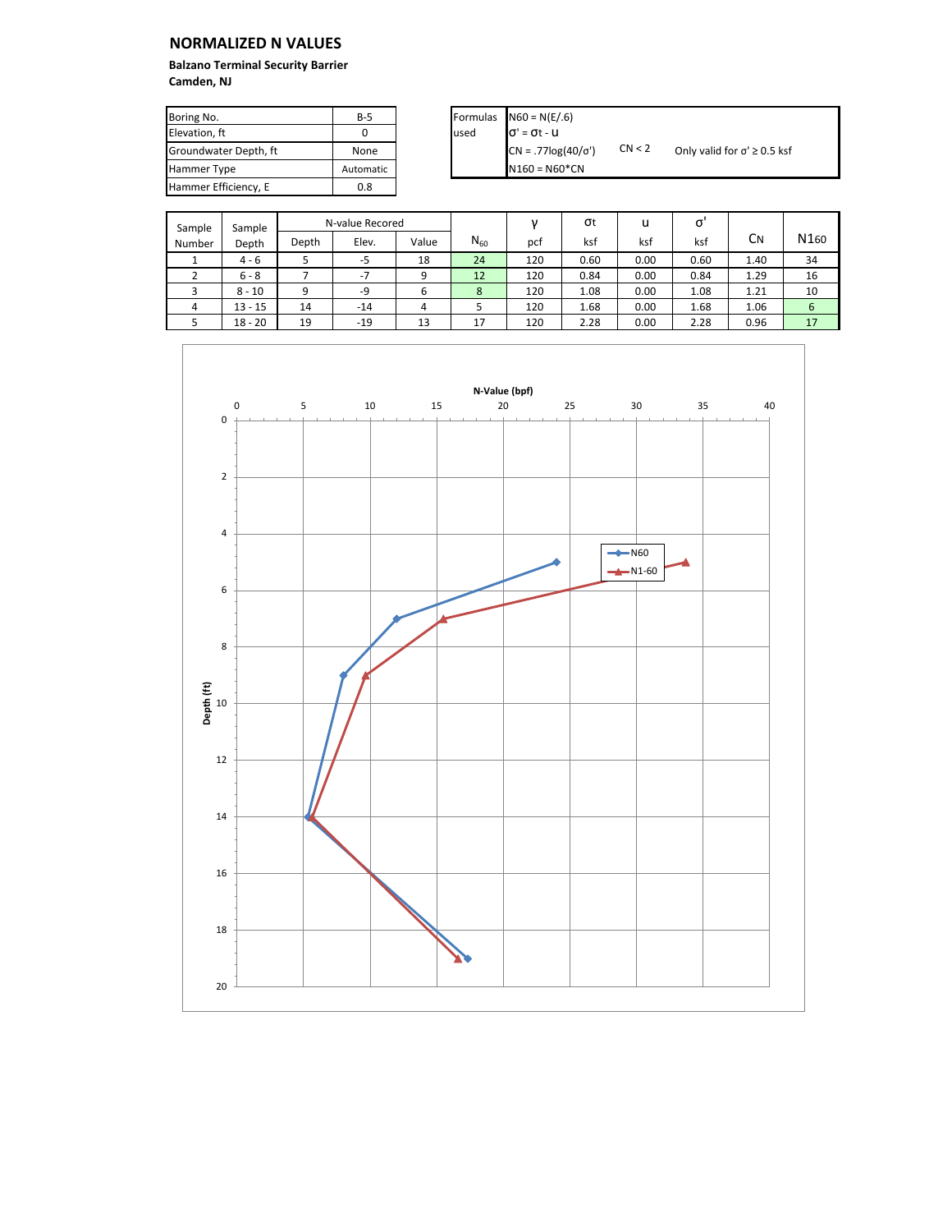## NORMALIZED N VALUES

**Balzano Terminal Security Barrier**
**Camden, NJ**

| Boring No. | B-5 |
|---|---|
| Elevation, ft | 0 |
| Groundwater Depth, ft | None |
| Hammer Type | Automatic |
| Hammer Efficiency, E | 0.8 |

| Formulas used | |
|---|---|
| | $N60 = N(E/.6)$ |
| | $\sigma' = \sigma t - u$ |
| | $CN = .77\log(40/\sigma')$ &nbsp;&nbsp; $CN < 2$ &nbsp;&nbsp; Only valid for $\sigma' \geq 0.5$ ksf |
| | $N160 = N60*CN$ |

| Sample Number | Sample Depth | N-value Recored | | | $N_{60}$ | γ | σt | u | σ' | CN | N160 |
|---|---|---|---|---|---|---|---|---|---|---|---|
| | | Depth | Elev. | Value | | pcf | ksf | ksf | ksf | | |
| 1 | 4 - 6 | 5 | -5 | 18 | 24 | 120 | 0.60 | 0.00 | 0.60 | 1.40 | 34 |
| 2 | 6 - 8 | 7 | -7 | 9 | 12 | 120 | 0.84 | 0.00 | 0.84 | 1.29 | 16 |
| 3 | 8 - 10 | 9 | -9 | 6 | 8 | 120 | 1.08 | 0.00 | 1.08 | 1.21 | 10 |
| 4 | 13 - 15 | 14 | -14 | 4 | 5 | 120 | 1.68 | 0.00 | 1.68 | 1.06 | 6 |
| 5 | 18 - 20 | 19 | -19 | 13 | 17 | 120 | 2.28 | 0.00 | 2.28 | 0.96 | 17 |

N-Value (bpf)

Depth (ft)

N60

N1-60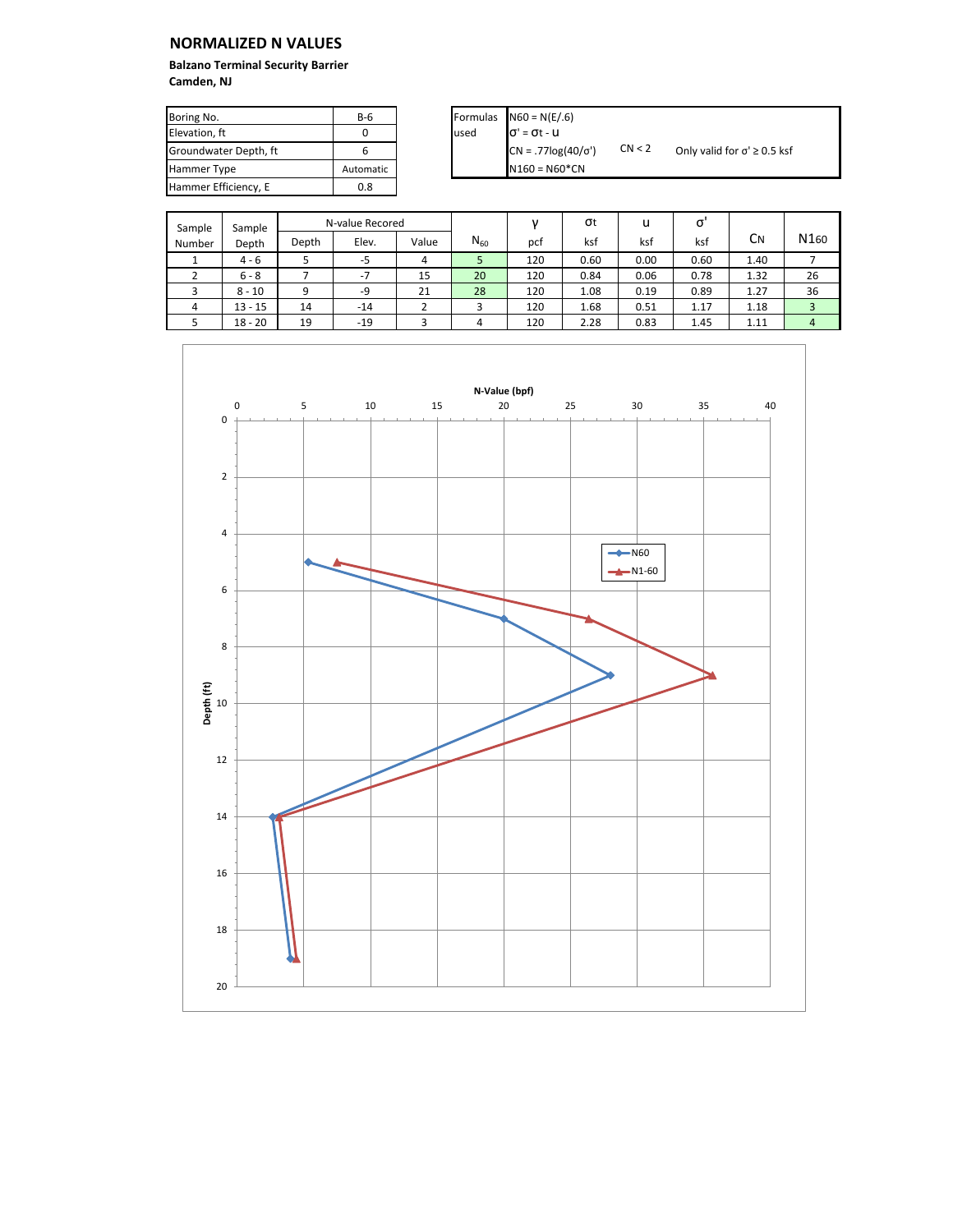# NORMALIZED N VALUES

**Balzano Terminal Security Barrier**
**Camden, NJ**

| Boring No. | B-6 |
|---|---|
| Elevation, ft | 0 |
| Groundwater Depth, ft | 6 |
| Hammer Type | Automatic |
| Hammer Efficiency, E | 0.8 |

| Formulas used | |
|---|---|
| | $N60 = N(E/.6)$ |
| | $\sigma' = \sigma t - u$ |
| | $CN = .77\log(40/\sigma')$ &nbsp; $CN < 2$ &nbsp; Only valid for $\sigma' \geq 0.5$ ksf |
| | $N160 = N60 * CN$ |

| Sample Number | Sample Depth | N-value Recored | | | $N_{60}$ | γ | σt | u | σ' | CN | N160 |
|---|---|---|---|---|---|---|---|---|---|---|---|
| | | Depth | Elev. | Value | | pcf | ksf | ksf | ksf | | |
| 1 | 4 - 6 | 5 | -5 | 4 | 5 | 120 | 0.60 | 0.00 | 0.60 | 1.40 | 7 |
| 2 | 6 - 8 | 7 | -7 | 15 | 20 | 120 | 0.84 | 0.06 | 0.78 | 1.32 | 26 |
| 3 | 8 - 10 | 9 | -9 | 21 | 28 | 120 | 1.08 | 0.19 | 0.89 | 1.27 | 36 |
| 4 | 13 - 15 | 14 | -14 | 2 | 3 | 120 | 1.68 | 0.51 | 1.17 | 1.18 | 3 |
| 5 | 18 - 20 | 19 | -19 | 3 | 4 | 120 | 2.28 | 0.83 | 1.45 | 1.11 | 4 |

N-Value (bpf)

Depth (ft)

N60

N1-60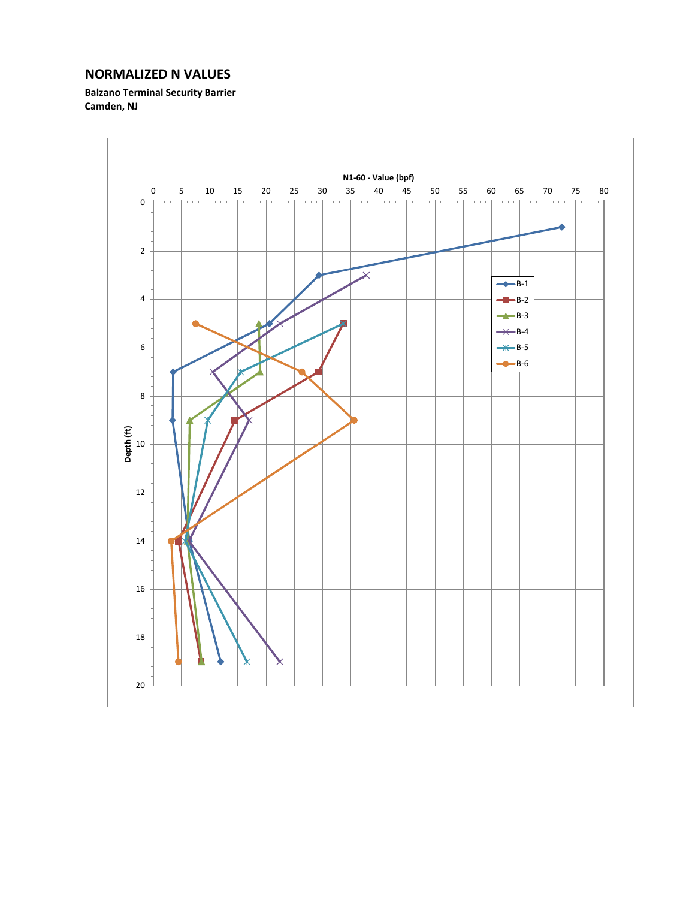## NORMALIZED N VALUES

**Balzano Terminal Security Barrier**
**Camden, NJ**

N1-60 - Value (bpf)

0 5 10 15 20 25 30 35 40 45 50 55 60 65 70 75 80

Depth (ft)

0 2 4 6 8 10 12 14 16 18 20

B-1
B-2
B-3
B-4
B-5
B-6